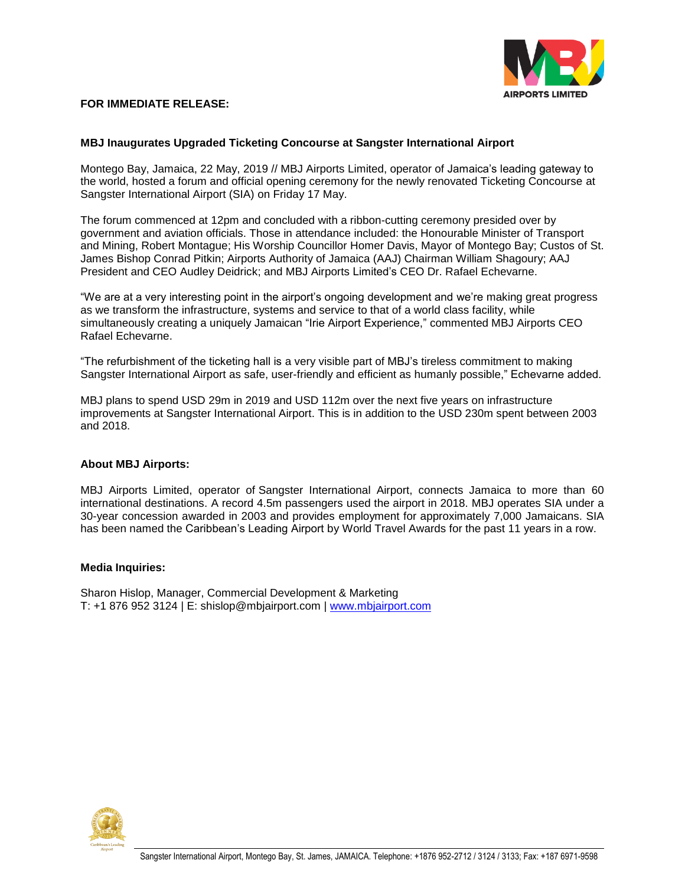**FOR IMMEDIATE RELEASE:**

## MBJ Inaugurates Upgraded Ticketing Concourse at Sangster International Airport

Montego Bay, Jamaica, 22 May, 2019 // MBJ Airports Limited, operator of Jamaica's leading gateway to the world, hosted a forum and official opening ceremony for the newly renovated Ticketing Concourse at Sangster International Airport (SIA) on Friday 17 May.

The forum commenced at 12pm and concluded with a ribbon-cutting ceremony presided over by government and aviation officials. Those in attendance included: the Honourable Minister of Transport and Mining, Robert Montague; His Worship Councillor Homer Davis, Mayor of Montego Bay; Custos of St. James Bishop Conrad Pitkin; Airports Authority of Jamaica (AAJ) Chairman William Shagoury; AAJ President and CEO Audley Deidrick; and MBJ Airports Limited's CEO Dr. Rafael Echevarne.

"We are at a very interesting point in the airport's ongoing development and we're making great progress as we transform the infrastructure, systems and service to that of a world class facility, while simultaneously creating a uniquely Jamaican "Irie Airport Experience," commented MBJ Airports CEO Rafael Echevarne.

"The refurbishment of the ticketing hall is a very visible part of MBJ's tireless commitment to making Sangster International Airport as safe, user-friendly and efficient as humanly possible," Echevarne added.

MBJ plans to spend USD 29m in 2019 and USD 112m over the next five years on infrastructure improvements at Sangster International Airport. This is in addition to the USD 230m spent between 2003 and 2018.

### About MBJ Airports:

MBJ Airports Limited, operator of Sangster International Airport, connects Jamaica to more than 60 international destinations. A record 4.5m passengers used the airport in 2018. MBJ operates SIA under a 30-year concession awarded in 2003 and provides employment for approximately 7,000 Jamaicans. SIA has been named the Caribbean's Leading Airport by World Travel Awards for the past 11 years in a row.

### Media Inquiries:

Sharon Hislop, Manager, Commercial Development & Marketing
T: +1 876 952 3124 | E: shislop@mbjairport.com | www.mbjairport.com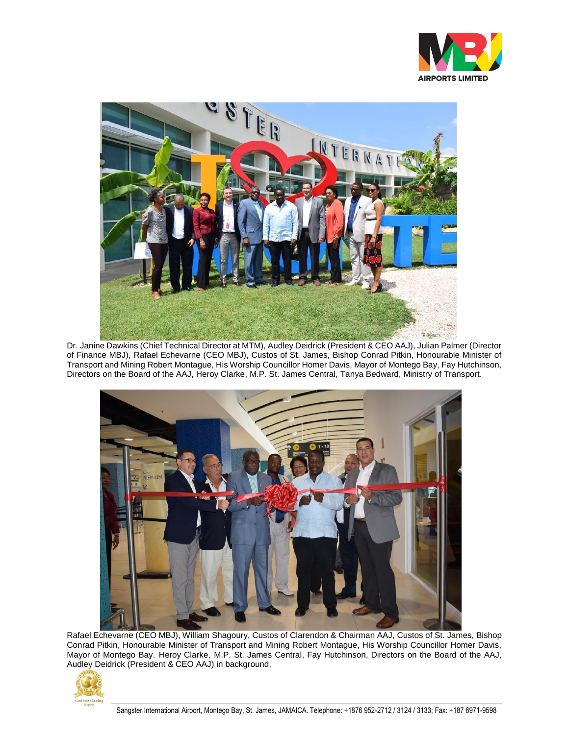Dr. Janine Dawkins (Chief Technical Director at MTM), Audley Deidrick (President & CEO AAJ), Julian Palmer (Director of Finance MBJ), Rafael Echevarne (CEO MBJ), Custos of St. James, Bishop Conrad Pitkin, Honourable Minister of Transport and Mining Robert Montague, His Worship Councillor Homer Davis, Mayor of Montego Bay, Fay Hutchinson, Directors on the Board of the AAJ, Heroy Clarke, M.P. St. James Central, Tanya Bedward, Ministry of Transport.

Rafael Echevarne (CEO MBJ), William Shagoury, Custos of Clarendon & Chairman AAJ, Custos of St. James, Bishop Conrad Pitkin, Honourable Minister of Transport and Mining Robert Montague, His Worship Councillor Homer Davis, Mayor of Montego Bay. Heroy Clarke, M.P. St. James Central, Fay Hutchinson, Directors on the Board of the AAJ, Audley Deidrick (President & CEO AAJ) in background.